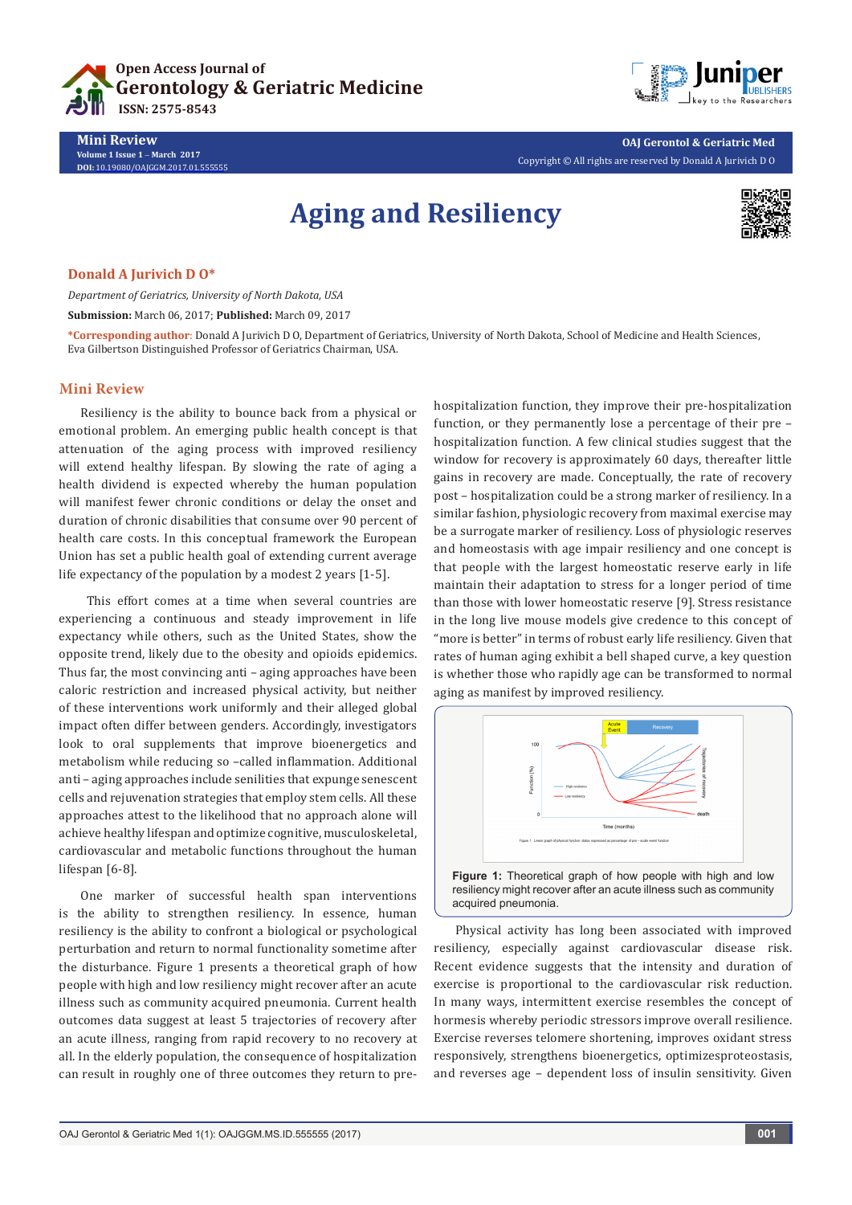# Aging and Resiliency

**Donald A Jurivich D O***

*Department of Geriatrics, University of North Dakota, USA*

**Submission:** March 06, 2017; **Published:** March 09, 2017

***Corresponding author**: Donald A Jurivich D O, Department of Geriatrics, University of North Dakota, School of Medicine and Health Sciences, Eva Gilbertson Distinguished Professor of Geriatrics Chairman, USA.

## Mini Review

Resiliency is the ability to bounce back from a physical or emotional problem. An emerging public health concept is that attenuation of the aging process with improved resiliency will extend healthy lifespan. By slowing the rate of aging a health dividend is expected whereby the human population will manifest fewer chronic conditions or delay the onset and duration of chronic disabilities that consume over 90 percent of health care costs. In this conceptual framework the European Union has set a public health goal of extending current average life expectancy of the population by a modest 2 years [1-5].

This effort comes at a time when several countries are experiencing a continuous and steady improvement in life expectancy while others, such as the United States, show the opposite trend, likely due to the obesity and opioids epidemics. Thus far, the most convincing anti – aging approaches have been caloric restriction and increased physical activity, but neither of these interventions work uniformly and their alleged global impact often differ between genders. Accordingly, investigators look to oral supplements that improve bioenergetics and metabolism while reducing so –called inflammation. Additional anti – aging approaches include senilities that expunge senescent cells and rejuvenation strategies that employ stem cells. All these approaches attest to the likelihood that no approach alone will achieve healthy lifespan and optimize cognitive, musculoskeletal, cardiovascular and metabolic functions throughout the human lifespan [6-8].

One marker of successful health span interventions is the ability to strengthen resiliency. In essence, human resiliency is the ability to confront a biological or psychological perturbation and return to normal functionality sometime after the disturbance. Figure 1 presents a theoretical graph of how people with high and low resiliency might recover after an acute illness such as community acquired pneumonia. Current health outcomes data suggest at least 5 trajectories of recovery after an acute illness, ranging from rapid recovery to no recovery at all. In the elderly population, the consequence of hospitalization can result in roughly one of three outcomes they return to pre-hospitalization function, they improve their pre-hospitalization function, or they permanently lose a percentage of their pre – hospitalization function. A few clinical studies suggest that the window for recovery is approximately 60 days, thereafter little gains in recovery are made. Conceptually, the rate of recovery post – hospitalization could be a strong marker of resiliency. In a similar fashion, physiologic recovery from maximal exercise may be a surrogate marker of resiliency. Loss of physiologic reserves and homeostasis with age impair resiliency and one concept is that people with the largest homeostatic reserve early in life maintain their adaptation to stress for a longer period of time than those with lower homeostatic reserve [9]. Stress resistance in the long live mouse models give credence to this concept of "more is better" in terms of robust early life resiliency. Given that rates of human aging exhibit a bell shaped curve, a key question is whether those who rapidly age can be transformed to normal aging as manifest by improved resiliency.

**Figure 1:** Theoretical graph of how people with high and low resiliency might recover after an acute illness such as community acquired pneumonia.

Physical activity has long been associated with improved resiliency, especially against cardiovascular disease risk. Recent evidence suggests that the intensity and duration of exercise is proportional to the cardiovascular risk reduction. In many ways, intermittent exercise resembles the concept of hormesis whereby periodic stressors improve overall resilience. Exercise reverses telomere shortening, improves oxidant stress responsively, strengthens bioenergetics, optimizesproteostasis, and reverses age – dependent loss of insulin sensitivity. Given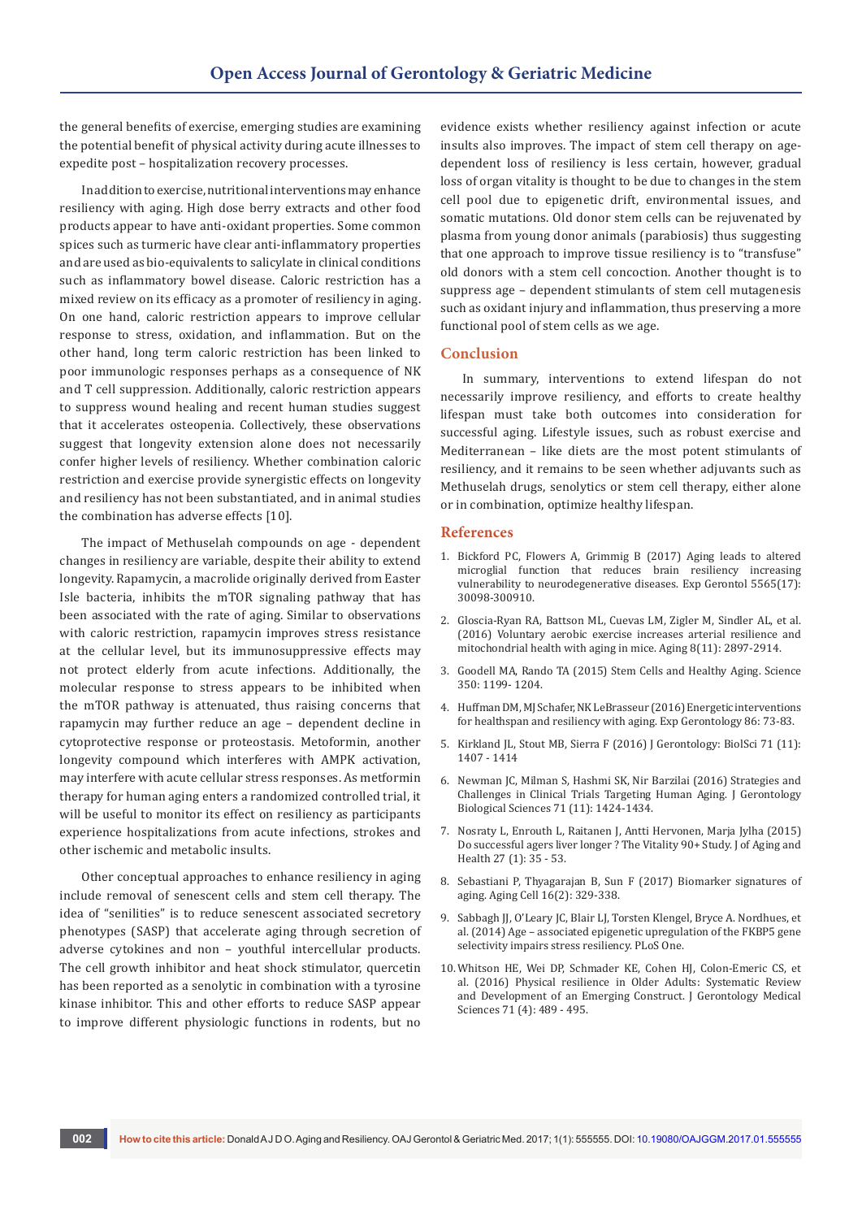the general benefits of exercise, emerging studies are examining the potential benefit of physical activity during acute illnesses to expedite post – hospitalization recovery processes.

In addition to exercise, nutritional interventions may enhance resiliency with aging. High dose berry extracts and other food products appear to have anti-oxidant properties. Some common spices such as turmeric have clear anti-inflammatory properties and are used as bio-equivalents to salicylate in clinical conditions such as inflammatory bowel disease. Caloric restriction has a mixed review on its efficacy as a promoter of resiliency in aging. On one hand, caloric restriction appears to improve cellular response to stress, oxidation, and inflammation. But on the other hand, long term caloric restriction has been linked to poor immunologic responses perhaps as a consequence of NK and T cell suppression. Additionally, caloric restriction appears to suppress wound healing and recent human studies suggest that it accelerates osteopenia. Collectively, these observations suggest that longevity extension alone does not necessarily confer higher levels of resiliency. Whether combination caloric restriction and exercise provide synergistic effects on longevity and resiliency has not been substantiated, and in animal studies the combination has adverse effects [10].

The impact of Methuselah compounds on age - dependent changes in resiliency are variable, despite their ability to extend longevity. Rapamycin, a macrolide originally derived from Easter Isle bacteria, inhibits the mTOR signaling pathway that has been associated with the rate of aging. Similar to observations with caloric restriction, rapamycin improves stress resistance at the cellular level, but its immunosuppressive effects may not protect elderly from acute infections. Additionally, the molecular response to stress appears to be inhibited when the mTOR pathway is attenuated, thus raising concerns that rapamycin may further reduce an age – dependent decline in cytoprotective response or proteostasis. Metoformin, another longevity compound which interferes with AMPK activation, may interfere with acute cellular stress responses. As metformin therapy for human aging enters a randomized controlled trial, it will be useful to monitor its effect on resiliency as participants experience hospitalizations from acute infections, strokes and other ischemic and metabolic insults.

Other conceptual approaches to enhance resiliency in aging include removal of senescent cells and stem cell therapy. The idea of "senilities" is to reduce senescent associated secretory phenotypes (SASP) that accelerate aging through secretion of adverse cytokines and non – youthful intercellular products. The cell growth inhibitor and heat shock stimulator, quercetin has been reported as a senolytic in combination with a tyrosine kinase inhibitor. This and other efforts to reduce SASP appear to improve different physiologic functions in rodents, but no evidence exists whether resiliency against infection or acute insults also improves. The impact of stem cell therapy on age-dependent loss of resiliency is less certain, however, gradual loss of organ vitality is thought to be due to changes in the stem cell pool due to epigenetic drift, environmental issues, and somatic mutations. Old donor stem cells can be rejuvenated by plasma from young donor animals (parabiosis) thus suggesting that one approach to improve tissue resiliency is to "transfuse" old donors with a stem cell concoction. Another thought is to suppress age – dependent stimulants of stem cell mutagenesis such as oxidant injury and inflammation, thus preserving a more functional pool of stem cells as we age.

## Conclusion

In summary, interventions to extend lifespan do not necessarily improve resiliency, and efforts to create healthy lifespan must take both outcomes into consideration for successful aging. Lifestyle issues, such as robust exercise and Mediterranean – like diets are the most potent stimulants of resiliency, and it remains to be seen whether adjuvants such as Methuselah drugs, senolytics or stem cell therapy, either alone or in combination, optimize healthy lifespan.

## References

1. Bickford PC, Flowers A, Grimmig B (2017) Aging leads to altered microglial function that reduces brain resiliency increasing vulnerability to neurodegenerative diseases. Exp Gerontol 5565(17): 30098-300910.
2. Gloscia-Ryan RA, Battson ML, Cuevas LM, Zigler M, Sindler AL, et al. (2016) Voluntary aerobic exercise increases arterial resilience and mitochondrial health with aging in mice. Aging 8(11): 2897-2914.
3. Goodell MA, Rando TA (2015) Stem Cells and Healthy Aging. Science 350: 1199- 1204.
4. Huffman DM, MJ Schafer, NK LeBrasseur (2016) Energetic interventions for healthspan and resiliency with aging. Exp Gerontology 86: 73-83.
5. Kirkland JL, Stout MB, Sierra F (2016) J Gerontology: BiolSci 71 (11): 1407 - 1414
6. Newman JC, Milman S, Hashmi SK, Nir Barzilai (2016) Strategies and Challenges in Clinical Trials Targeting Human Aging. J Gerontology Biological Sciences 71 (11): 1424-1434.
7. Nosraty L, Enrouth L, Raitanen J, Antti Hervonen, Marja Jylha (2015) Do successful agers liver longer ? The Vitality 90+ Study. J of Aging and Health 27 (1): 35 - 53.
8. Sebastiani P, Thyagarajan B, Sun F (2017) Biomarker signatures of aging. Aging Cell 16(2): 329-338.
9. Sabbagh JJ, O'Leary JC, Blair LJ, Torsten Klengel, Bryce A. Nordhues, et al. (2014) Age – associated epigenetic upregulation of the FKBP5 gene selectivity impairs stress resiliency. PLoS One.
10. Whitson HE, Wei DP, Schmader KE, Cohen HJ, Colon-Emeric CS, et al. (2016) Physical resilience in Older Adults: Systematic Review and Development of an Emerging Construct. J Gerontology Medical Sciences 71 (4): 489 - 495.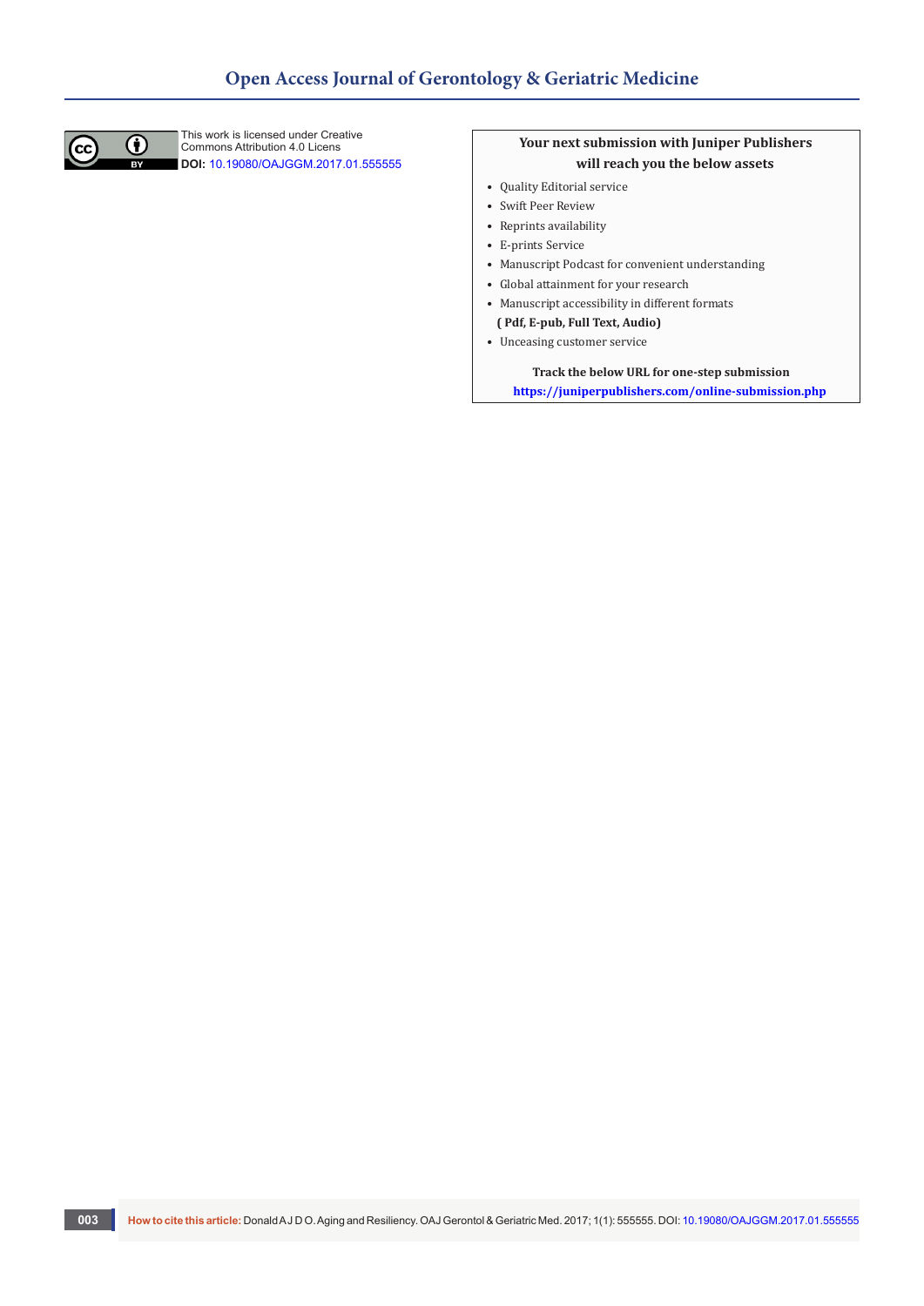This work is licensed under Creative Commons Attribution 4.0 Licens
**DOI:** 10.19080/OAJGGM.2017.01.555555

**Your next submission with Juniper Publishers will reach you the below assets**

- Quality Editorial service
- Swift Peer Review
- Reprints availability
- E-prints Service
- Manuscript Podcast for convenient understanding
- Global attainment for your research
- Manuscript accessibility in different formats
  **( Pdf, E-pub, Full Text, Audio)**
- Unceasing customer service

**Track the below URL for one-step submission**
**https://juniperpublishers.com/online-submission.php**